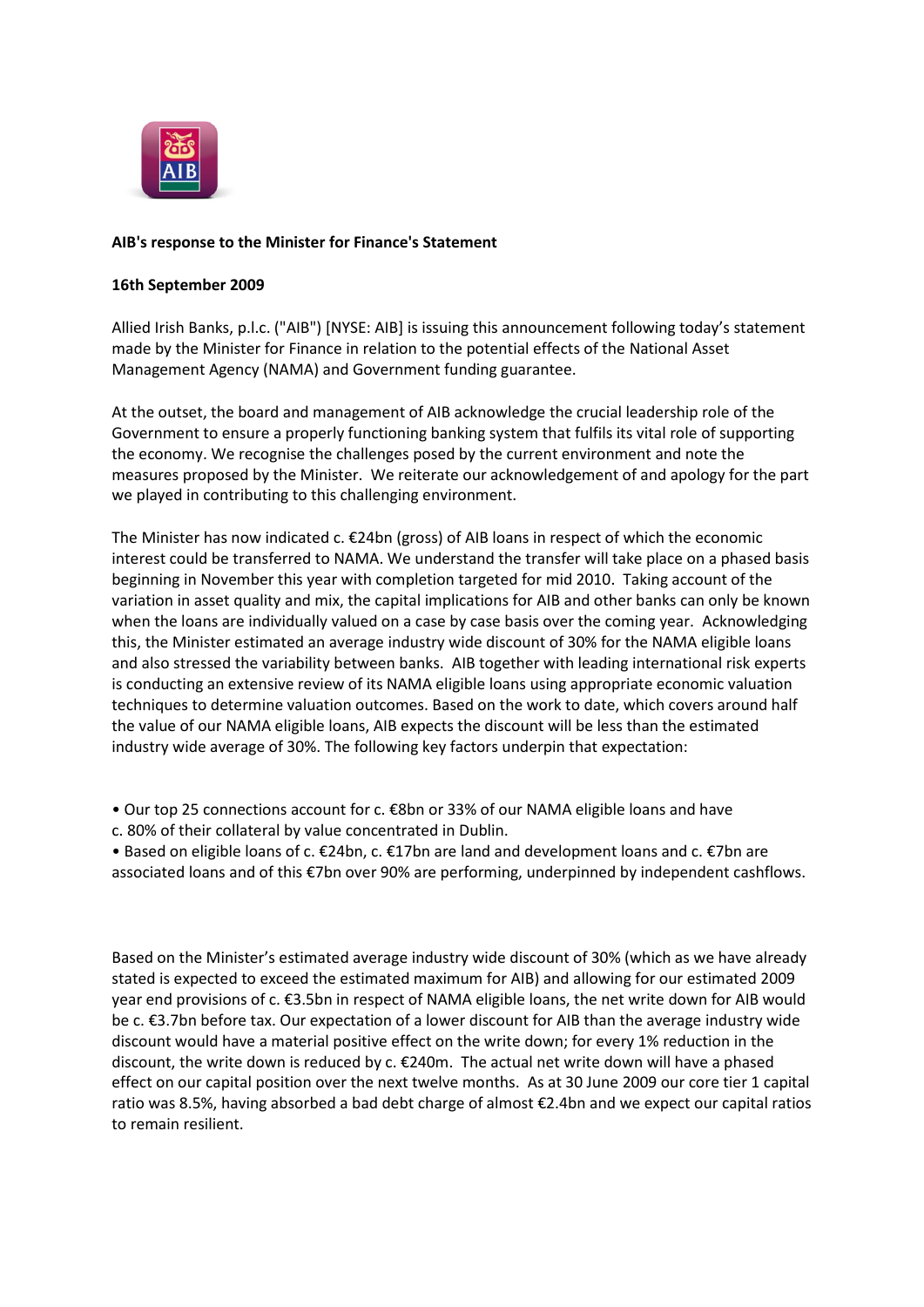**AIB's response to the Minister for Finance's Statement**

**16th September 2009**

Allied Irish Banks, p.l.c. ("AIB") [NYSE: AIB] is issuing this announcement following today's statement made by the Minister for Finance in relation to the potential effects of the National Asset Management Agency (NAMA) and Government funding guarantee.

At the outset, the board and management of AIB acknowledge the crucial leadership role of the Government to ensure a properly functioning banking system that fulfils its vital role of supporting the economy. We recognise the challenges posed by the current environment and note the measures proposed by the Minister. We reiterate our acknowledgement of and apology for the part we played in contributing to this challenging environment.

The Minister has now indicated c. €24bn (gross) of AIB loans in respect of which the economic interest could be transferred to NAMA. We understand the transfer will take place on a phased basis beginning in November this year with completion targeted for mid 2010. Taking account of the variation in asset quality and mix, the capital implications for AIB and other banks can only be known when the loans are individually valued on a case by case basis over the coming year. Acknowledging this, the Minister estimated an average industry wide discount of 30% for the NAMA eligible loans and also stressed the variability between banks. AIB together with leading international risk experts is conducting an extensive review of its NAMA eligible loans using appropriate economic valuation techniques to determine valuation outcomes. Based on the work to date, which covers around half the value of our NAMA eligible loans, AIB expects the discount will be less than the estimated industry wide average of 30%. The following key factors underpin that expectation:

- Our top 25 connections account for c. €8bn or 33% of our NAMA eligible loans and have c. 80% of their collateral by value concentrated in Dublin.
- Based on eligible loans of c. €24bn, c. €17bn are land and development loans and c. €7bn are associated loans and of this €7bn over 90% are performing, underpinned by independent cashflows.

Based on the Minister's estimated average industry wide discount of 30% (which as we have already stated is expected to exceed the estimated maximum for AIB) and allowing for our estimated 2009 year end provisions of c. €3.5bn in respect of NAMA eligible loans, the net write down for AIB would be c. €3.7bn before tax. Our expectation of a lower discount for AIB than the average industry wide discount would have a material positive effect on the write down; for every 1% reduction in the discount, the write down is reduced by c. €240m. The actual net write down will have a phased effect on our capital position over the next twelve months. As at 30 June 2009 our core tier 1 capital ratio was 8.5%, having absorbed a bad debt charge of almost €2.4bn and we expect our capital ratios to remain resilient.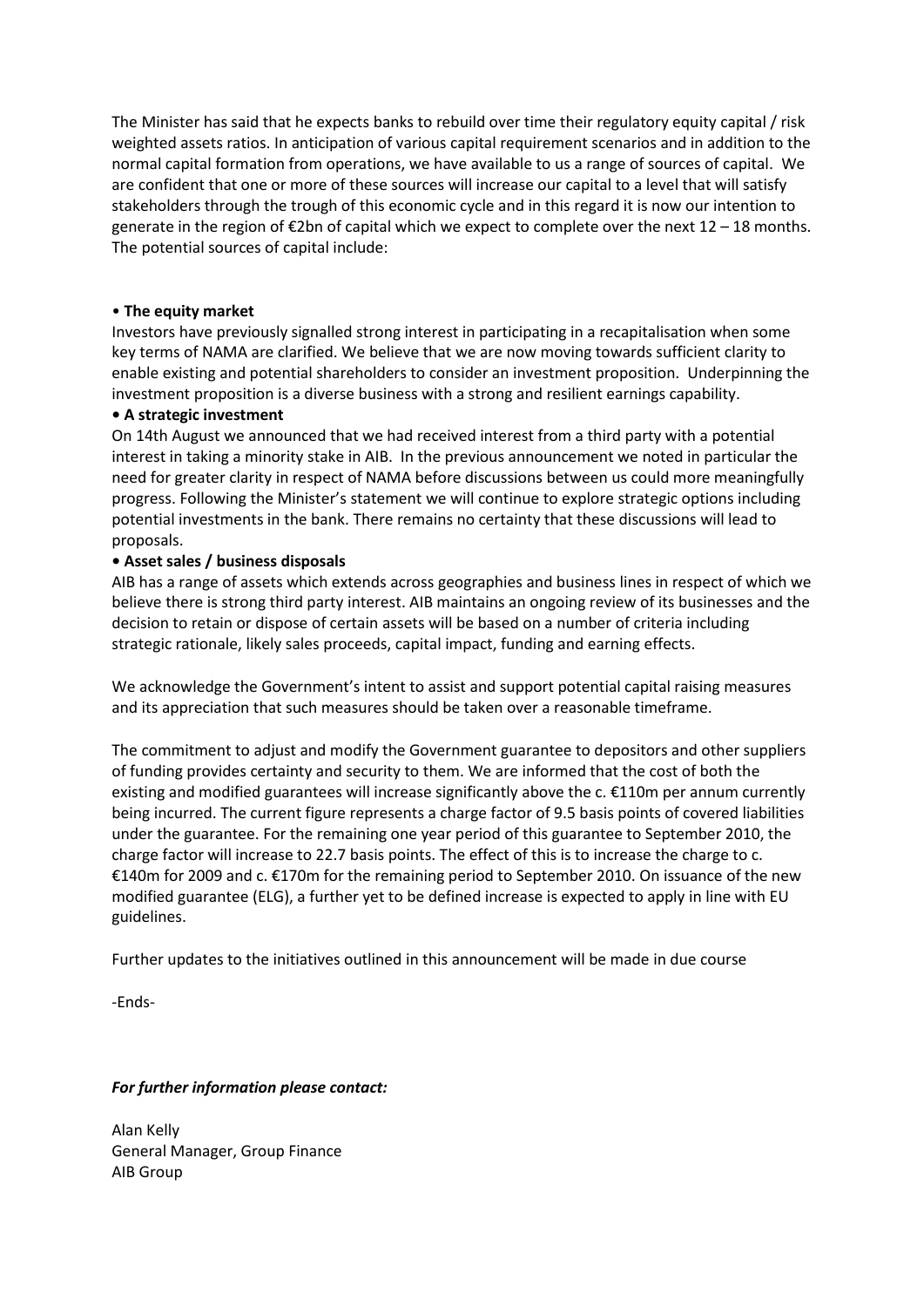The Minister has said that he expects banks to rebuild over time their regulatory equity capital / risk weighted assets ratios. In anticipation of various capital requirement scenarios and in addition to the normal capital formation from operations, we have available to us a range of sources of capital. We are confident that one or more of these sources will increase our capital to a level that will satisfy stakeholders through the trough of this economic cycle and in this regard it is now our intention to generate in the region of €2bn of capital which we expect to complete over the next 12 – 18 months. The potential sources of capital include:

• **The equity market**

Investors have previously signalled strong interest in participating in a recapitalisation when some key terms of NAMA are clarified. We believe that we are now moving towards sufficient clarity to enable existing and potential shareholders to consider an investment proposition. Underpinning the investment proposition is a diverse business with a strong and resilient earnings capability.

**• A strategic investment**

On 14th August we announced that we had received interest from a third party with a potential interest in taking a minority stake in AIB. In the previous announcement we noted in particular the need for greater clarity in respect of NAMA before discussions between us could more meaningfully progress. Following the Minister's statement we will continue to explore strategic options including potential investments in the bank. There remains no certainty that these discussions will lead to proposals.

**• Asset sales / business disposals**

AIB has a range of assets which extends across geographies and business lines in respect of which we believe there is strong third party interest. AIB maintains an ongoing review of its businesses and the decision to retain or dispose of certain assets will be based on a number of criteria including strategic rationale, likely sales proceeds, capital impact, funding and earning effects.

We acknowledge the Government's intent to assist and support potential capital raising measures and its appreciation that such measures should be taken over a reasonable timeframe.

The commitment to adjust and modify the Government guarantee to depositors and other suppliers of funding provides certainty and security to them. We are informed that the cost of both the existing and modified guarantees will increase significantly above the c. €110m per annum currently being incurred. The current figure represents a charge factor of 9.5 basis points of covered liabilities under the guarantee. For the remaining one year period of this guarantee to September 2010, the charge factor will increase to 22.7 basis points. The effect of this is to increase the charge to c. €140m for 2009 and c. €170m for the remaining period to September 2010. On issuance of the new modified guarantee (ELG), a further yet to be defined increase is expected to apply in line with EU guidelines.

Further updates to the initiatives outlined in this announcement will be made in due course

-Ends-

***For further information please contact:***

Alan Kelly
General Manager, Group Finance
AIB Group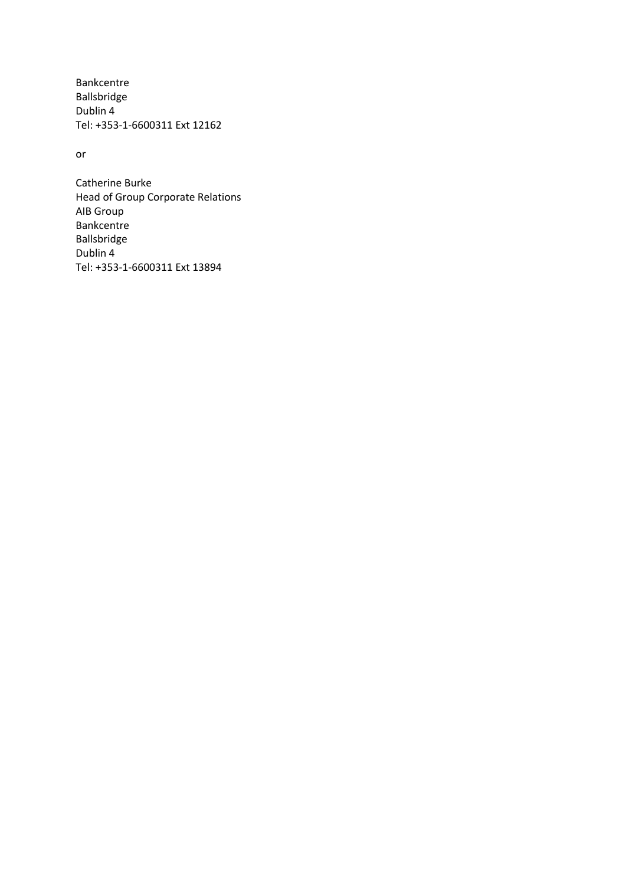Bankcentre
Ballsbridge
Dublin 4
Tel: +353-1-6600311 Ext 12162

or

Catherine Burke
Head of Group Corporate Relations
AIB Group
Bankcentre
Ballsbridge
Dublin 4
Tel: +353-1-6600311 Ext 13894